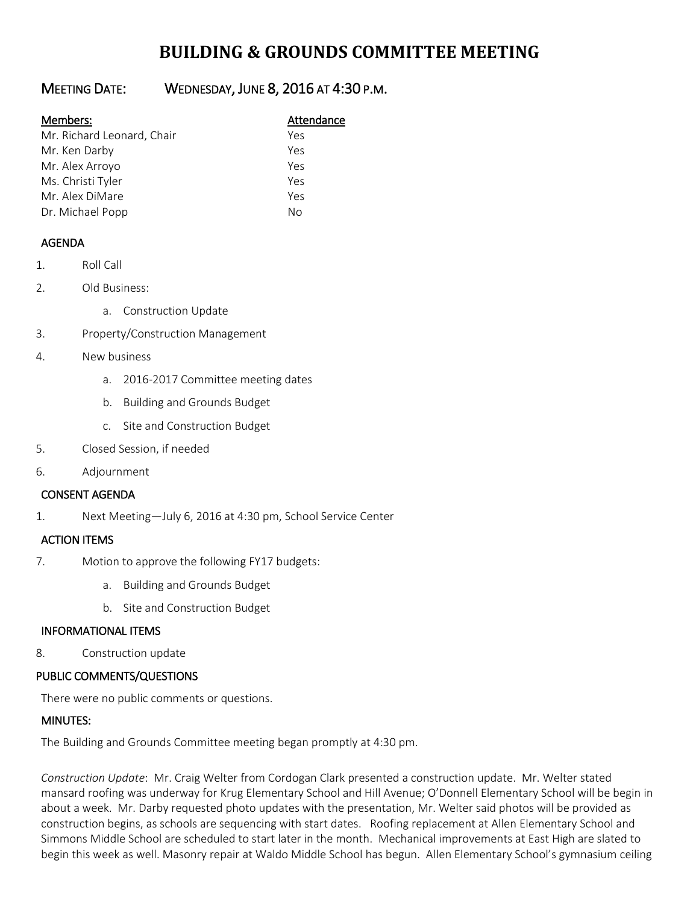# BUILDING & GROUNDS COMMITTEE MEETING

## MEETING DATE: WEDNESDAY, JUNE 8, 2016 AT 4:30 P.M.

| Members: | Attendance |
|---|---|
| Mr. Richard Leonard, Chair | Yes |
| Mr. Ken Darby | Yes |
| Mr. Alex Arroyo | Yes |
| Ms. Christi Tyler | Yes |
| Mr. Alex DiMare | Yes |
| Dr. Michael Popp | No |

### AGENDA

1. Roll Call
2. Old Business:
   a. Construction Update
3. Property/Construction Management
4. New business
   a. 2016-2017 Committee meeting dates
   b. Building and Grounds Budget
   c. Site and Construction Budget
5. Closed Session, if needed
6. Adjournment

### CONSENT AGENDA

1. Next Meeting—July 6, 2016 at 4:30 pm, School Service Center

### ACTION ITEMS

7. Motion to approve the following FY17 budgets:
   a. Building and Grounds Budget
   b. Site and Construction Budget

### INFORMATIONAL ITEMS

8. Construction update

### PUBLIC COMMENTS/QUESTIONS

There were no public comments or questions.

### MINUTES:

The Building and Grounds Committee meeting began promptly at 4:30 pm.

*Construction Update*: Mr. Craig Welter from Cordogan Clark presented a construction update. Mr. Welter stated mansard roofing was underway for Krug Elementary School and Hill Avenue; O'Donnell Elementary School will be begin in about a week. Mr. Darby requested photo updates with the presentation, Mr. Welter said photos will be provided as construction begins, as schools are sequencing with start dates. Roofing replacement at Allen Elementary School and Simmons Middle School are scheduled to start later in the month. Mechanical improvements at East High are slated to begin this week as well. Masonry repair at Waldo Middle School has begun. Allen Elementary School's gymnasium ceiling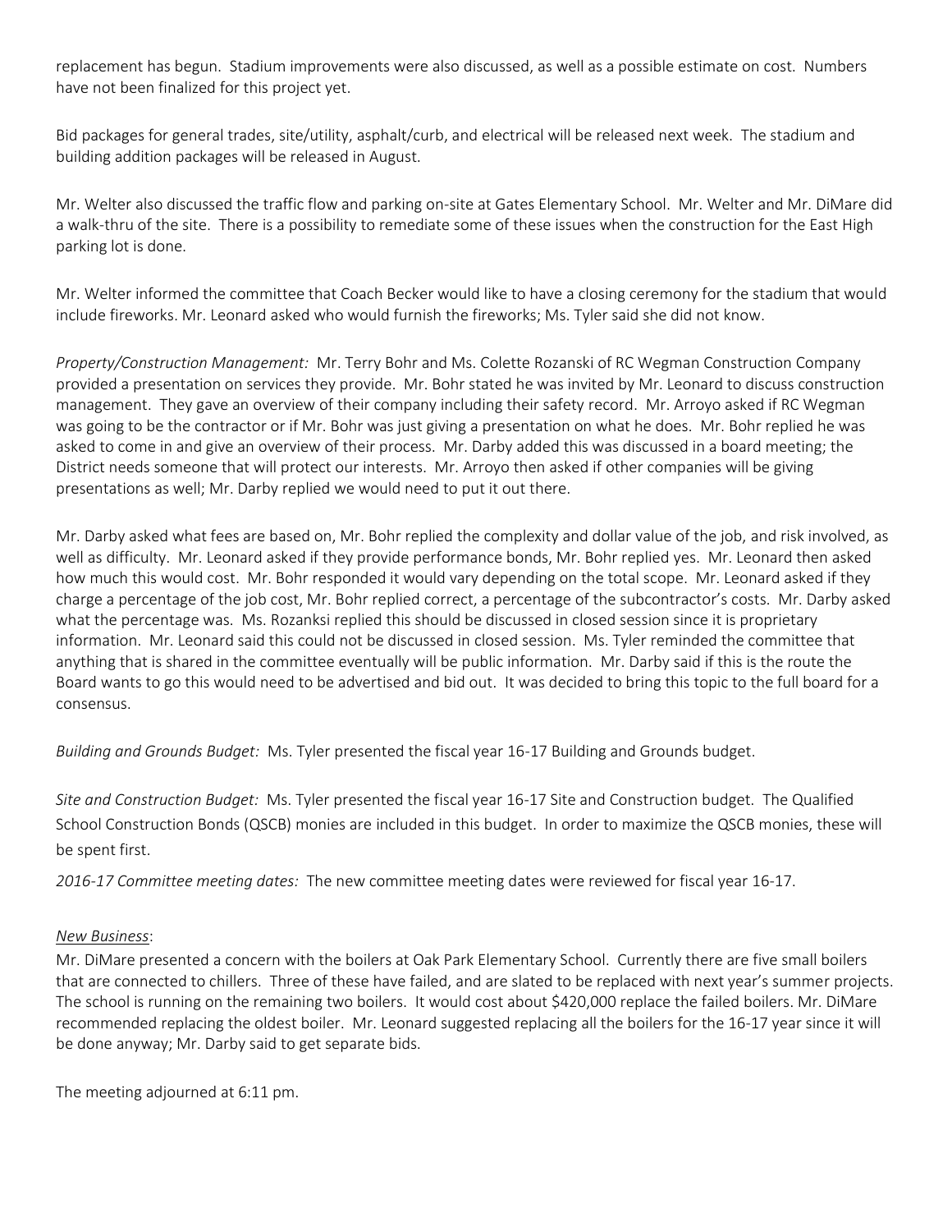replacement has begun. Stadium improvements were also discussed, as well as a possible estimate on cost. Numbers have not been finalized for this project yet.

Bid packages for general trades, site/utility, asphalt/curb, and electrical will be released next week. The stadium and building addition packages will be released in August.

Mr. Welter also discussed the traffic flow and parking on-site at Gates Elementary School. Mr. Welter and Mr. DiMare did a walk-thru of the site. There is a possibility to remediate some of these issues when the construction for the East High parking lot is done.

Mr. Welter informed the committee that Coach Becker would like to have a closing ceremony for the stadium that would include fireworks. Mr. Leonard asked who would furnish the fireworks; Ms. Tyler said she did not know.

*Property/Construction Management:* Mr. Terry Bohr and Ms. Colette Rozanski of RC Wegman Construction Company provided a presentation on services they provide. Mr. Bohr stated he was invited by Mr. Leonard to discuss construction management. They gave an overview of their company including their safety record. Mr. Arroyo asked if RC Wegman was going to be the contractor or if Mr. Bohr was just giving a presentation on what he does. Mr. Bohr replied he was asked to come in and give an overview of their process. Mr. Darby added this was discussed in a board meeting; the District needs someone that will protect our interests. Mr. Arroyo then asked if other companies will be giving presentations as well; Mr. Darby replied we would need to put it out there.

Mr. Darby asked what fees are based on, Mr. Bohr replied the complexity and dollar value of the job, and risk involved, as well as difficulty. Mr. Leonard asked if they provide performance bonds, Mr. Bohr replied yes. Mr. Leonard then asked how much this would cost. Mr. Bohr responded it would vary depending on the total scope. Mr. Leonard asked if they charge a percentage of the job cost, Mr. Bohr replied correct, a percentage of the subcontractor's costs. Mr. Darby asked what the percentage was. Ms. Rozanksi replied this should be discussed in closed session since it is proprietary information. Mr. Leonard said this could not be discussed in closed session. Ms. Tyler reminded the committee that anything that is shared in the committee eventually will be public information. Mr. Darby said if this is the route the Board wants to go this would need to be advertised and bid out. It was decided to bring this topic to the full board for a consensus.

*Building and Grounds Budget:* Ms. Tyler presented the fiscal year 16-17 Building and Grounds budget.

*Site and Construction Budget:* Ms. Tyler presented the fiscal year 16-17 Site and Construction budget. The Qualified School Construction Bonds (QSCB) monies are included in this budget. In order to maximize the QSCB monies, these will be spent first.

*2016-17 Committee meeting dates:* The new committee meeting dates were reviewed for fiscal year 16-17.

<u>New Business</u>:

Mr. DiMare presented a concern with the boilers at Oak Park Elementary School. Currently there are five small boilers that are connected to chillers. Three of these have failed, and are slated to be replaced with next year's summer projects. The school is running on the remaining two boilers. It would cost about $420,000 replace the failed boilers. Mr. DiMare recommended replacing the oldest boiler. Mr. Leonard suggested replacing all the boilers for the 16-17 year since it will be done anyway; Mr. Darby said to get separate bids.

The meeting adjourned at 6:11 pm.